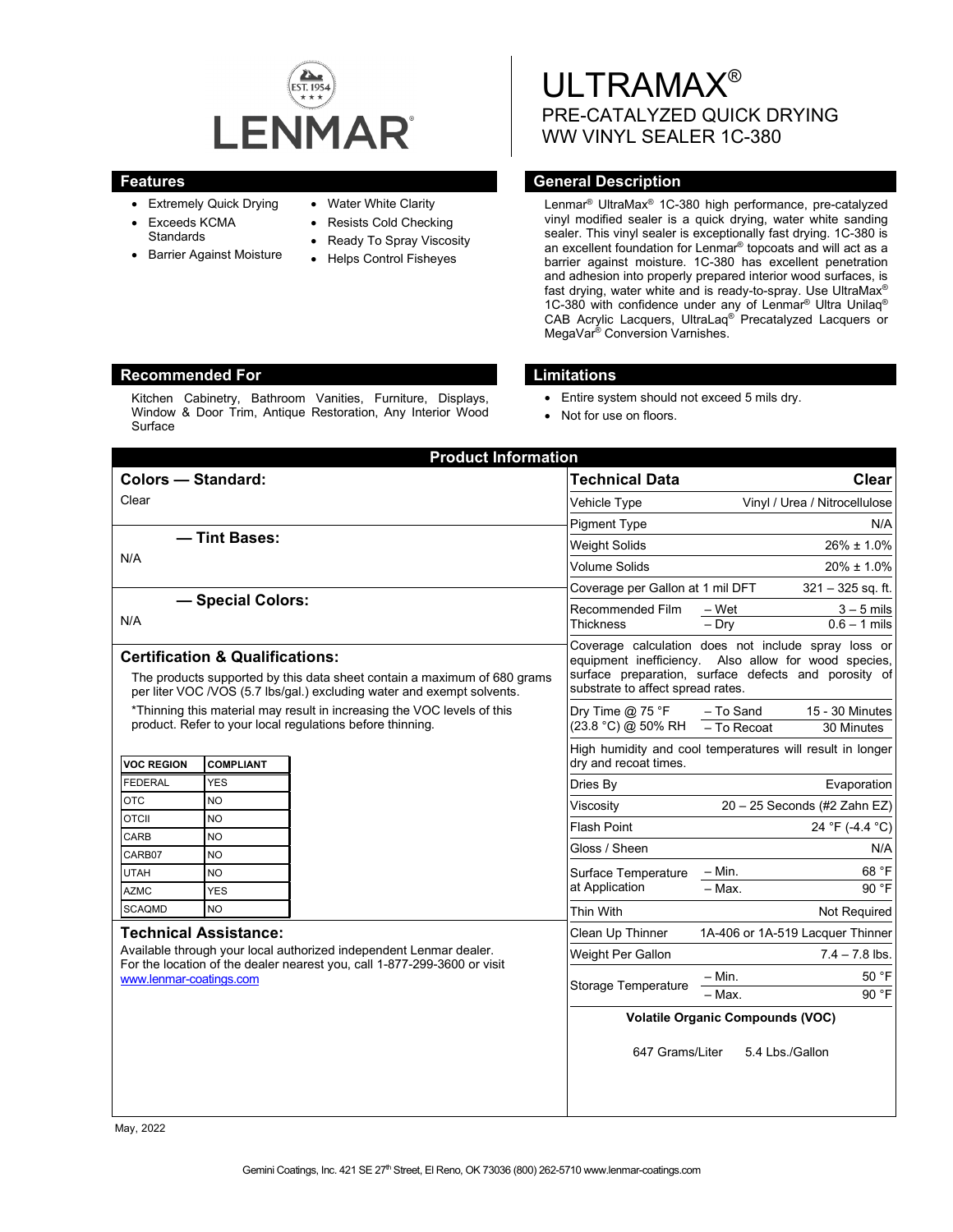# ULTRAMAX®

## PRE-CATALYZED QUICK DRYING WW VINYL SEALER 1C-380

LENMAR®

EST. 1954

## Features

- Extremely Quick Drying
- Exceeds KCMA Standards
- Barrier Against Moisture
- Water White Clarity
- Resists Cold Checking
- Ready To Spray Viscosity
- Helps Control Fisheyes

## General Description

Lenmar® UltraMax® 1C-380 high performance, pre-catalyzed vinyl modified sealer is a quick drying, water white sanding sealer. This vinyl sealer is exceptionally fast drying. 1C-380 is an excellent foundation for Lenmar® topcoats and will act as a barrier against moisture. 1C-380 has excellent penetration and adhesion into properly prepared interior wood surfaces, is fast drying, water white and is ready-to-spray. Use UltraMax® 1C-380 with confidence under any of Lenmar® Ultra Unilaq® CAB Acrylic Lacquers, UltraLaq® Precatalyzed Lacquers or MegaVar® Conversion Varnishes.

## Recommended For

Kitchen Cabinetry, Bathroom Vanities, Furniture, Displays, Window & Door Trim, Antique Restoration, Any Interior Wood Surface

## Limitations

- Entire system should not exceed 5 mils dry.
- Not for use on floors.

## Product Information

### Colors — Standard:

Clear

### — Tint Bases:

N/A

### — Special Colors:

N/A

### Certification & Qualifications:

The products supported by this data sheet contain a maximum of 680 grams per liter VOC /VOS (5.7 lbs/gal.) excluding water and exempt solvents.

*Thinning this material may result in increasing the VOC levels of this product. Refer to your local regulations before thinning.

| VOC REGION | COMPLIANT |
|---|---|
| FEDERAL | YES |
| OTC | NO |
| OTCII | NO |
| CARB | NO |
| CARB07 | NO |
| UTAH | NO |
| AZMC | YES |
| SCAQMD | NO |

### Technical Assistance:

Available through your local authorized independent Lenmar dealer. For the location of the dealer nearest you, call 1-877-299-3600 or visit www.lenmar-coatings.com

| Technical Data | | Clear |
|---|---|---|
| Vehicle Type | | Vinyl / Urea / Nitrocellulose |
| Pigment Type | | N/A |
| Weight Solids | | 26% ± 1.0% |
| Volume Solids | | 20% ± 1.0% |
| Coverage per Gallon at 1 mil DFT | | 321 – 325 sq. ft. |
| Recommended Film Thickness | – Wet | 3 – 5 mils |
| | – Dry | 0.6 – 1 mils |
| Coverage calculation does not include spray loss or equipment inefficiency. Also allow for wood species, surface preparation, surface defects and porosity of substrate to affect spread rates. | | |
| Dry Time @ 75 °F (23.8 °C) @ 50% RH | – To Sand | 15 - 30 Minutes |
| | – To Recoat | 30 Minutes |
| High humidity and cool temperatures will result in longer dry and recoat times. | | |
| Dries By | | Evaporation |
| Viscosity | | 20 – 25 Seconds (#2 Zahn EZ) |
| Flash Point | | 24 °F (-4.4 °C) |
| Gloss / Sheen | | N/A |
| Surface Temperature at Application | – Min. | 68 °F |
| | – Max. | 90 °F |
| Thin With | | Not Required |
| Clean Up Thinner | | 1A-406 or 1A-519 Lacquer Thinner |
| Weight Per Gallon | | 7.4 – 7.8 lbs. |
| Storage Temperature | – Min. | 50 °F |
| | – Max. | 90 °F |

**Volatile Organic Compounds (VOC)**

647 Grams/Liter 5.4 Lbs./Gallon

May, 2022

Gemini Coatings, Inc. 421 SE 27th Street, El Reno, OK 73036 (800) 262-5710 www.lenmar-coatings.com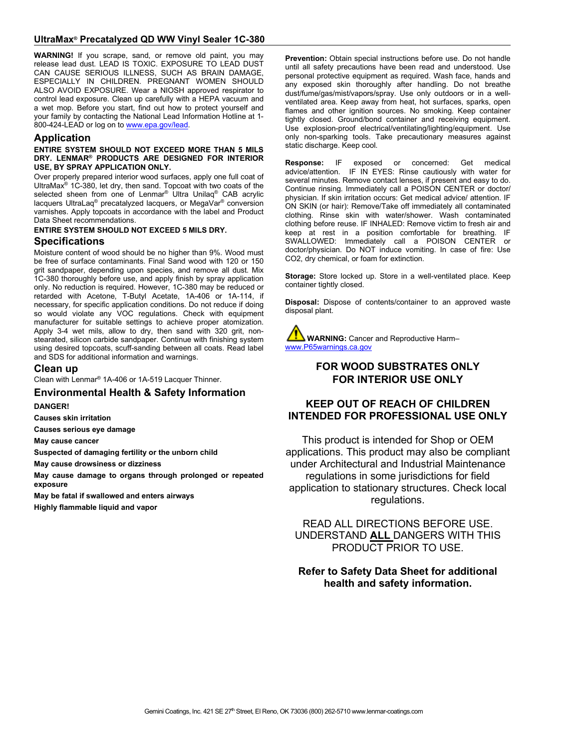# UltraMax® Precatalyzed QD WW Vinyl Sealer 1C-380

**WARNING!** If you scrape, sand, or remove old paint, you may release lead dust. LEAD IS TOXIC. EXPOSURE TO LEAD DUST CAN CAUSE SERIOUS ILLNESS, SUCH AS BRAIN DAMAGE, ESPECIALLY IN CHILDREN. PREGNANT WOMEN SHOULD ALSO AVOID EXPOSURE. Wear a NIOSH approved respirator to control lead exposure. Clean up carefully with a HEPA vacuum and a wet mop. Before you start, find out how to protect yourself and your family by contacting the National Lead Information Hotline at 1-800-424-LEAD or log on to www.epa.gov/lead.

## Application

**ENTIRE SYSTEM SHOULD NOT EXCEED MORE THAN 5 MILS DRY. LENMAR® PRODUCTS ARE DESIGNED FOR INTERIOR USE, BY SPRAY APPLICATION ONLY.**

Over properly prepared interior wood surfaces, apply one full coat of UltraMax® 1C-380, let dry, then sand. Topcoat with two coats of the selected sheen from one of Lenmar® Ultra Unilaq® CAB acrylic lacquers UltraLaq® precatalyzed lacquers, or MegaVar® conversion varnishes. Apply topcoats in accordance with the label and Product Data Sheet recommendations.

**ENTIRE SYSTEM SHOULD NOT EXCEED 5 MILS DRY.**

## Specifications

Moisture content of wood should be no higher than 9%. Wood must be free of surface contaminants. Final Sand wood with 120 or 150 grit sandpaper, depending upon species, and remove all dust. Mix 1C-380 thoroughly before use, and apply finish by spray application only. No reduction is required. However, 1C-380 may be reduced or retarded with Acetone, T-Butyl Acetate, 1A-406 or 1A-114, if necessary, for specific application conditions. Do not reduce if doing so would violate any VOC regulations. Check with equipment manufacturer for suitable settings to achieve proper atomization. Apply 3-4 wet mils, allow to dry, then sand with 320 grit, non-stearated, silicon carbide sandpaper. Continue with finishing system using desired topcoats, scuff-sanding between all coats. Read label and SDS for additional information and warnings.

## Clean up

Clean with Lenmar® 1A-406 or 1A-519 Lacquer Thinner.

## Environmental Health & Safety Information

**DANGER!**

**Causes skin irritation**

**Causes serious eye damage**

**May cause cancer**

**Suspected of damaging fertility or the unborn child**

**May cause drowsiness or dizziness**

**May cause damage to organs through prolonged or repeated exposure**

**May be fatal if swallowed and enters airways**

**Highly flammable liquid and vapor**

**Prevention:** Obtain special instructions before use. Do not handle until all safety precautions have been read and understood. Use personal protective equipment as required. Wash face, hands and any exposed skin thoroughly after handling. Do not breathe dust/fume/gas/mist/vapors/spray. Use only outdoors or in a well-ventilated area. Keep away from heat, hot surfaces, sparks, open flames and other ignition sources. No smoking. Keep container tightly closed. Ground/bond container and receiving equipment. Use explosion-proof electrical/ventilating/lighting/equipment. Use only non-sparking tools. Take precautionary measures against static discharge. Keep cool.

**Response:** IF exposed or concerned: Get medical advice/attention. IF IN EYES: Rinse cautiously with water for several minutes. Remove contact lenses, if present and easy to do. Continue rinsing. Immediately call a POISON CENTER or doctor/physician. If skin irritation occurs: Get medical advice/ attention. IF ON SKIN (or hair): Remove/Take off immediately all contaminated clothing. Rinse skin with water/shower. Wash contaminated clothing before reuse. IF INHALED: Remove victim to fresh air and keep at rest in a position comfortable for breathing. IF SWALLOWED: Immediately call a POISON CENTER or doctor/physician. Do NOT induce vomiting. In case of fire: Use $CO_2$, dry chemical, or foam for extinction.

**Storage:** Store locked up. Store in a well-ventilated place. Keep container tightly closed.

**Disposal:** Dispose of contents/container to an approved waste disposal plant.

**WARNING:** Cancer and Reproductive Harm– www.P65warnings.ca.gov

**FOR WOOD SUBSTRATES ONLY**
**FOR INTERIOR USE ONLY**

**KEEP OUT OF REACH OF CHILDREN**
**INTENDED FOR PROFESSIONAL USE ONLY**

This product is intended for Shop or OEM applications. This product may also be compliant under Architectural and Industrial Maintenance regulations in some jurisdictions for field application to stationary structures. Check local regulations.

READ ALL DIRECTIONS BEFORE USE. UNDERSTAND **ALL** DANGERS WITH THIS PRODUCT PRIOR TO USE.

**Refer to Safety Data Sheet for additional health and safety information.**

Gemini Coatings, Inc. 421 SE 27th Street, El Reno, OK 73036 (800) 262-5710 www.lenmar-coatings.com